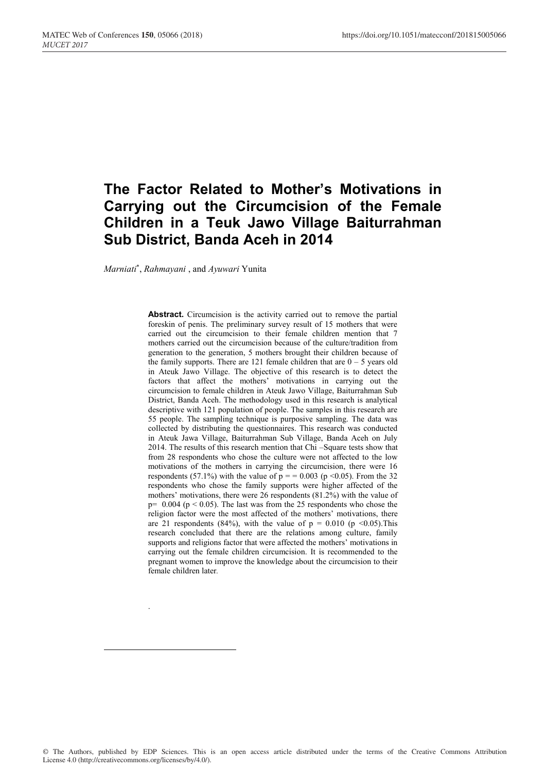# The Factor Related to Mother's Motivations in Carrying out the Circumcision of the Female Children in a Teuk Jawo Village Baiturrahman Sub District, Banda Aceh in 2014

*Marniati*[*], *Rahmayani* , and *Ayuwari* Yunita

**Abstract.** Circumcision is the activity carried out to remove the partial foreskin of penis. The preliminary survey result of 15 mothers that were carried out the circumcision to their female children mention that 7 mothers carried out the circumcision because of the culture/tradition from generation to the generation, 5 mothers brought their children because of the family supports. There are 121 female children that are 0 – 5 years old in Ateuk Jawo Village. The objective of this research is to detect the factors that affect the mothers' motivations in carrying out the circumcision to female children in Ateuk Jawo Village, Baiturrahman Sub District, Banda Aceh. The methodology used in this research is analytical descriptive with 121 population of people. The samples in this research are 55 people. The sampling technique is purposive sampling. The data was collected by distributing the questionnaires. This research was conducted in Ateuk Jawa Village, Baiturrahman Sub Village, Banda Aceh on July 2014. The results of this research mention that Chi –Square tests show that from 28 respondents who chose the culture were not affected to the low motivations of the mothers in carrying the circumcision, there were 16 respondents (57.1%) with the value of $p = = 0.003$ ($p < 0.05$). From the 32 respondents who chose the family supports were higher affected of the mothers' motivations, there were 26 respondents (81.2%) with the value of $p = 0.004$ ($p < 0.05$). The last was from the 25 respondents who chose the religion factor were the most affected of the mothers' motivations, there are 21 respondents (84%), with the value of $p = 0.010$ ($p < 0.05$).This research concluded that there are the relations among culture, family supports and religions factor that were affected the mothers' motivations in carrying out the female children circumcision. It is recommended to the pregnant women to improve the knowledge about the circumcision to their female children later.

© The Authors, published by EDP Sciences. This is an open access article distributed under the terms of the Creative Commons Attribution License 4.0 (http://creativecommons.org/licenses/by/4.0/).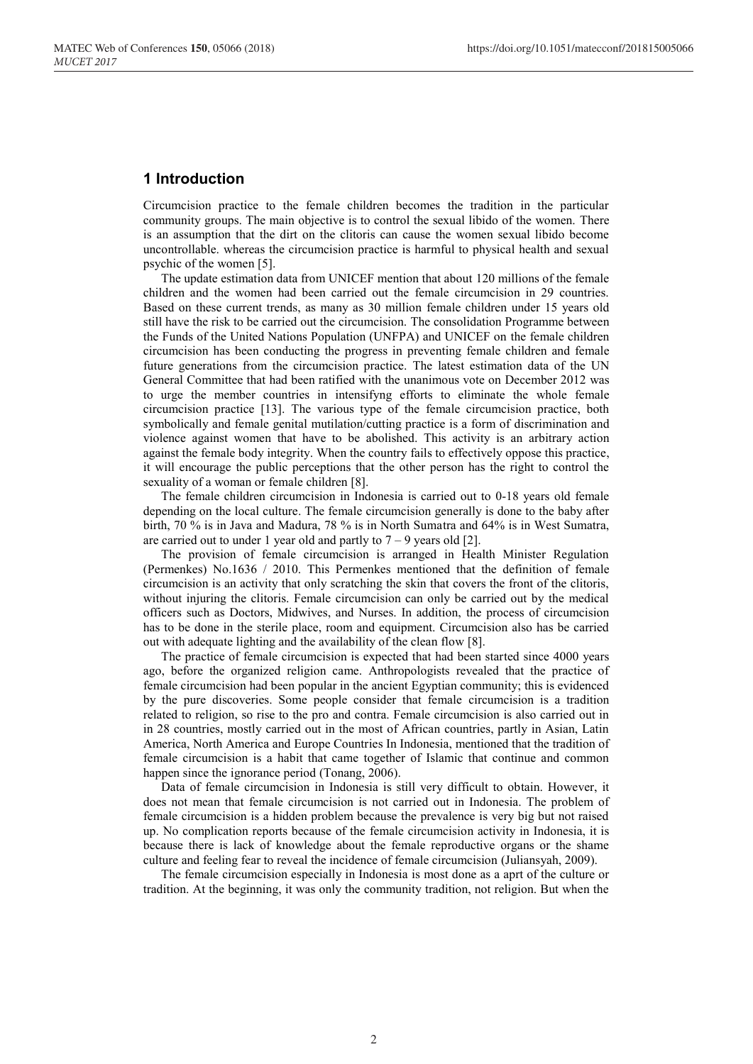## 1 Introduction

Circumcision practice to the female children becomes the tradition in the particular community groups. The main objective is to control the sexual libido of the women. There is an assumption that the dirt on the clitoris can cause the women sexual libido become uncontrollable. whereas the circumcision practice is harmful to physical health and sexual psychic of the women [5].

The update estimation data from UNICEF mention that about 120 millions of the female children and the women had been carried out the female circumcision in 29 countries. Based on these current trends, as many as 30 million female children under 15 years old still have the risk to be carried out the circumcision. The consolidation Programme between the Funds of the United Nations Population (UNFPA) and UNICEF on the female children circumcision has been conducting the progress in preventing female children and female future generations from the circumcision practice. The latest estimation data of the UN General Committee that had been ratified with the unanimous vote on December 2012 was to urge the member countries in intensifyng efforts to eliminate the whole female circumcision practice [13]. The various type of the female circumcision practice, both symbolically and female genital mutilation/cutting practice is a form of discrimination and violence against women that have to be abolished. This activity is an arbitrary action against the female body integrity. When the country fails to effectively oppose this practice, it will encourage the public perceptions that the other person has the right to control the sexuality of a woman or female children [8].

The female children circumcision in Indonesia is carried out to 0-18 years old female depending on the local culture. The female circumcision generally is done to the baby after birth, 70 % is in Java and Madura, 78 % is in North Sumatra and 64% is in West Sumatra, are carried out to under 1 year old and partly to 7 – 9 years old [2].

The provision of female circumcision is arranged in Health Minister Regulation (Permenkes) No.1636 / 2010. This Permenkes mentioned that the definition of female circumcision is an activity that only scratching the skin that covers the front of the clitoris, without injuring the clitoris. Female circumcision can only be carried out by the medical officers such as Doctors, Midwives, and Nurses. In addition, the process of circumcision has to be done in the sterile place, room and equipment. Circumcision also has be carried out with adequate lighting and the availability of the clean flow [8].

The practice of female circumcision is expected that had been started since 4000 years ago, before the organized religion came. Anthropologists revealed that the practice of female circumcision had been popular in the ancient Egyptian community; this is evidenced by the pure discoveries. Some people consider that female circumcision is a tradition related to religion, so rise to the pro and contra. Female circumcision is also carried out in in 28 countries, mostly carried out in the most of African countries, partly in Asian, Latin America, North America and Europe Countries In Indonesia, mentioned that the tradition of female circumcision is a habit that came together of Islamic that continue and common happen since the ignorance period (Tonang, 2006).

Data of female circumcision in Indonesia is still very difficult to obtain. However, it does not mean that female circumcision is not carried out in Indonesia. The problem of female circumcision is a hidden problem because the prevalence is very big but not raised up. No complication reports because of the female circumcision activity in Indonesia, it is because there is lack of knowledge about the female reproductive organs or the shame culture and feeling fear to reveal the incidence of female circumcision (Juliansyah, 2009).

The female circumcision especially in Indonesia is most done as a aprt of the culture or tradition. At the beginning, it was only the community tradition, not religion. But when the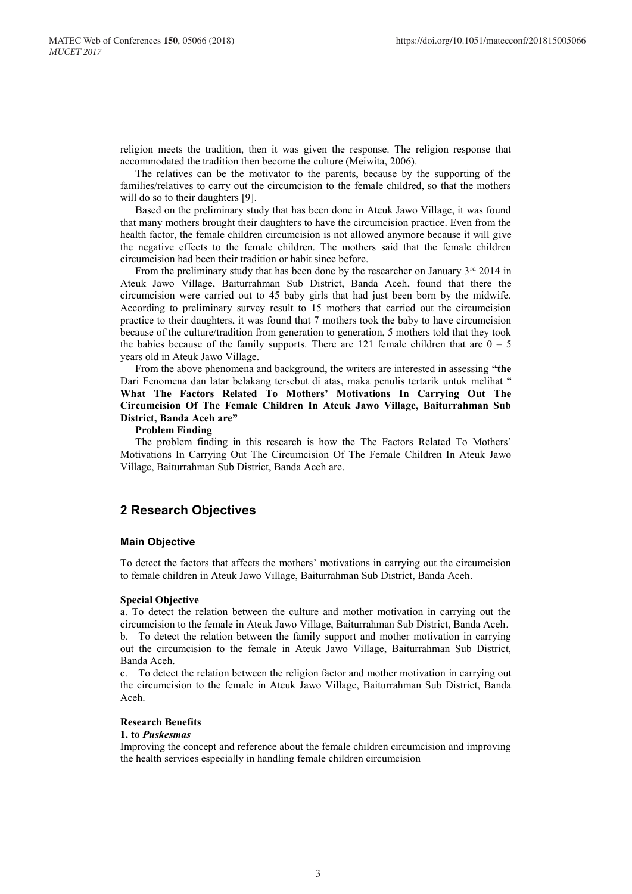religion meets the tradition, then it was given the response. The religion response that accommodated the tradition then become the culture (Meiwita, 2006).

The relatives can be the motivator to the parents, because by the supporting of the families/relatives to carry out the circumcision to the female childred, so that the mothers will do so to their daughters [9].

Based on the preliminary study that has been done in Ateuk Jawo Village, it was found that many mothers brought their daughters to have the circumcision practice. Even from the health factor, the female children circumcision is not allowed anymore because it will give the negative effects to the female children. The mothers said that the female children circumcision had been their tradition or habit since before.

From the preliminary study that has been done by the researcher on January 3rd 2014 in Ateuk Jawo Village, Baiturrahman Sub District, Banda Aceh, found that there the circumcision were carried out to 45 baby girls that had just been born by the midwife. According to preliminary survey result to 15 mothers that carried out the circumcision practice to their daughters, it was found that 7 mothers took the baby to have circumcision because of the culture/tradition from generation to generation, 5 mothers told that they took the babies because of the family supports. There are 121 female children that are 0 – 5 years old in Ateuk Jawo Village.

From the above phenomena and background, the writers are interested in assessing **"the** Dari Fenomena dan latar belakang tersebut di atas, maka penulis tertarik untuk melihat " **What The Factors Related To Mothers' Motivations In Carrying Out The Circumcision Of The Female Children In Ateuk Jawo Village, Baiturrahman Sub District, Banda Aceh are"**

**Problem Finding**

The problem finding in this research is how the The Factors Related To Mothers' Motivations In Carrying Out The Circumcision Of The Female Children In Ateuk Jawo Village, Baiturrahman Sub District, Banda Aceh are.

## 2 Research Objectives

### Main Objective

To detect the factors that affects the mothers' motivations in carrying out the circumcision to female children in Ateuk Jawo Village, Baiturrahman Sub District, Banda Aceh.

**Special Objective**

a. To detect the relation between the culture and mother motivation in carrying out the circumcision to the female in Ateuk Jawo Village, Baiturrahman Sub District, Banda Aceh.

b. To detect the relation between the family support and mother motivation in carrying out the circumcision to the female in Ateuk Jawo Village, Baiturrahman Sub District, Banda Aceh.

c. To detect the relation between the religion factor and mother motivation in carrying out the circumcision to the female in Ateuk Jawo Village, Baiturrahman Sub District, Banda Aceh.

**Research Benefits**

**1. to *Puskesmas***

Improving the concept and reference about the female children circumcision and improving the health services especially in handling female children circumcision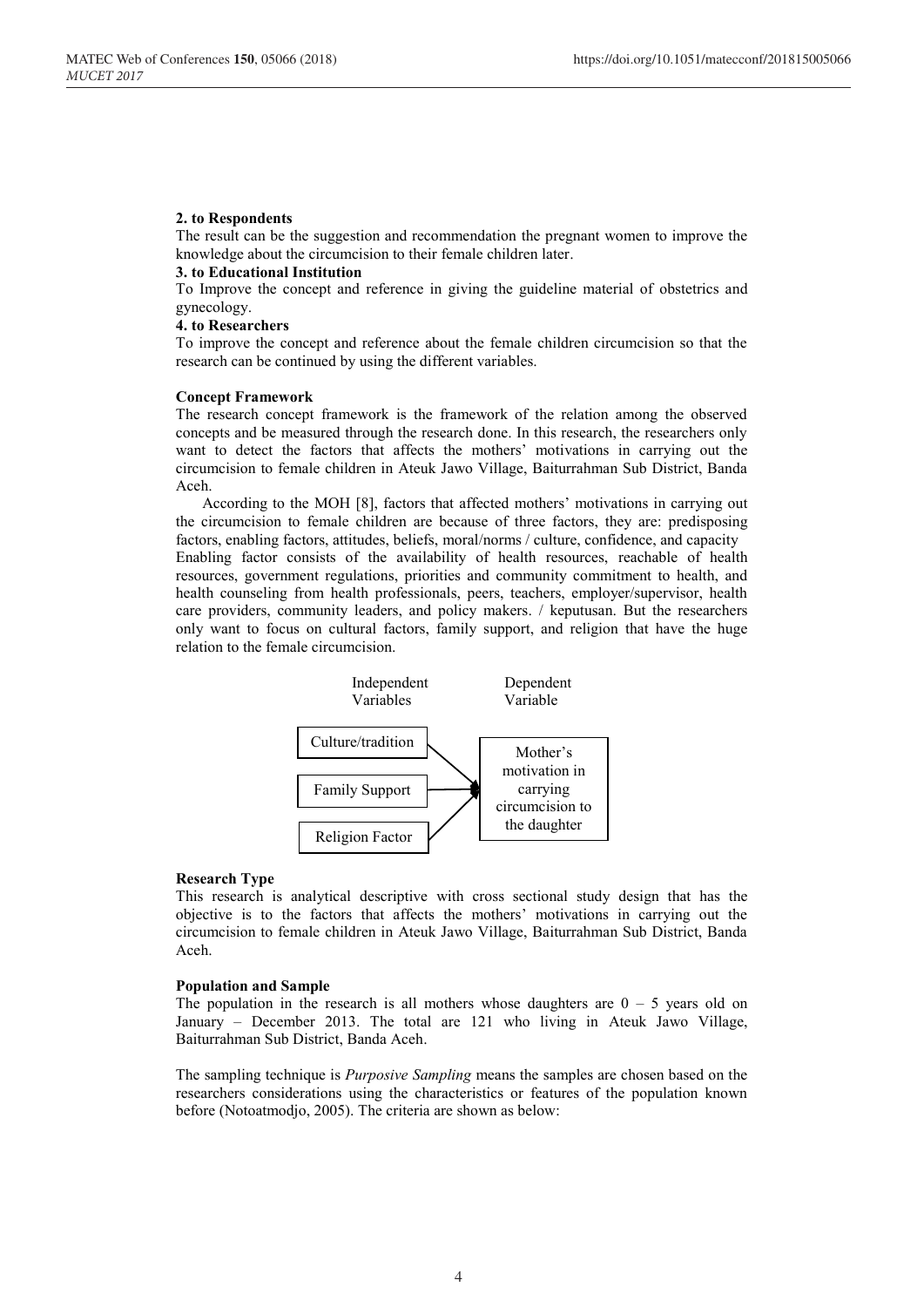**2. to Respondents**

The result can be the suggestion and recommendation the pregnant women to improve the knowledge about the circumcision to their female children later.

**3. to Educational Institution**

To Improve the concept and reference in giving the guideline material of obstetrics and gynecology.

**4. to Researchers**

To improve the concept and reference about the female children circumcision so that the research can be continued by using the different variables.

**Concept Framework**

The research concept framework is the framework of the relation among the observed concepts and be measured through the research done. In this research, the researchers only want to detect the factors that affects the mothers' motivations in carrying out the circumcision to female children in Ateuk Jawo Village, Baiturrahman Sub District, Banda Aceh.

According to the MOH [8], factors that affected mothers' motivations in carrying out the circumcision to female children are because of three factors, they are: predisposing factors, enabling factors, attitudes, beliefs, moral/norms / culture, confidence, and capacity Enabling factor consists of the availability of health resources, reachable of health resources, government regulations, priorities and community commitment to health, and health counseling from health professionals, peers, teachers, employer/supervisor, health care providers, community leaders, and policy makers. / keputusan. But the researchers only want to focus on cultural factors, family support, and religion that have the huge relation to the female circumcision.

Independent Variables | Dependent Variable

Culture/tradition → Mother's motivation in carrying circumcision to the daughter

Family Support → Mother's motivation in carrying circumcision to the daughter

Religion Factor → Mother's motivation in carrying circumcision to the daughter

**Research Type**

This research is analytical descriptive with cross sectional study design that has the objective is to the factors that affects the mothers' motivations in carrying out the circumcision to female children in Ateuk Jawo Village, Baiturrahman Sub District, Banda Aceh.

**Population and Sample**

The population in the research is all mothers whose daughters are 0 – 5 years old on January – December 2013. The total are 121 who living in Ateuk Jawo Village, Baiturrahman Sub District, Banda Aceh.

The sampling technique is *Purposive Sampling* means the samples are chosen based on the researchers considerations using the characteristics or features of the population known before (Notoatmodjo, 2005). The criteria are shown as below: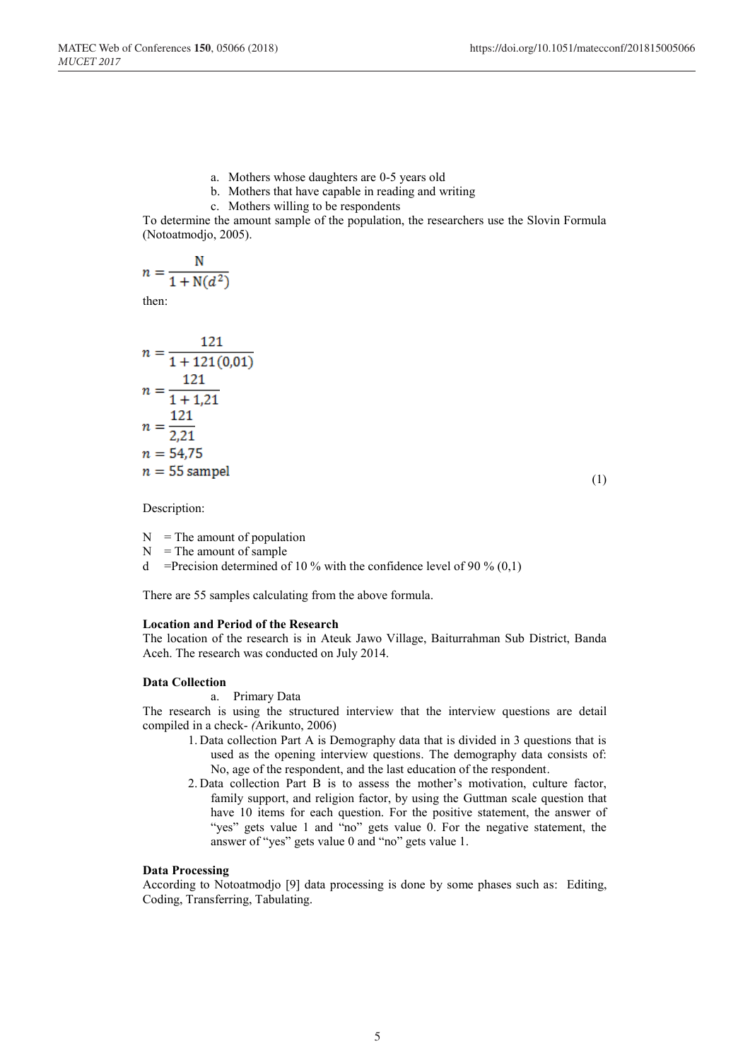a. Mothers whose daughters are 0-5 years old
b. Mothers that have capable in reading and writing
c. Mothers willing to be respondents

To determine the amount sample of the population, the researchers use the Slovin Formula (Notoatmodjo, 2005).

$$n = \frac{\mathrm{N}}{1 + \mathrm{N}(d^2)}$$

then:

$$\begin{aligned} n &= \frac{121}{1 + 121(0{,}01)} \\ n &= \frac{121}{1 + 1{,}21} \\ n &= \frac{121}{2{,}21} \\ n &= 54{,}75 \\ n &= 55 \text{ sampel} \end{aligned} \tag{1}$$

Description:

N = The amount of population
N = The amount of sample
d =Precision determined of 10 % with the confidence level of 90 % (0,1)

There are 55 samples calculating from the above formula.

**Location and Period of the Research**

The location of the research is in Ateuk Jawo Village, Baiturrahman Sub District, Banda Aceh. The research was conducted on July 2014.

**Data Collection**

a. Primary Data

The research is using the structured interview that the interview questions are detail compiled in a check- *(*Arikunto, 2006)

1. Data collection Part A is Demography data that is divided in 3 questions that is used as the opening interview questions. The demography data consists of: No, age of the respondent, and the last education of the respondent.
2. Data collection Part B is to assess the mother's motivation, culture factor, family support, and religion factor, by using the Guttman scale question that have 10 items for each question. For the positive statement, the answer of "yes" gets value 1 and "no" gets value 0. For the negative statement, the answer of "yes" gets value 0 and "no" gets value 1.

**Data Processing**

According to Notoatmodjo [9] data processing is done by some phases such as: Editing, Coding, Transferring, Tabulating.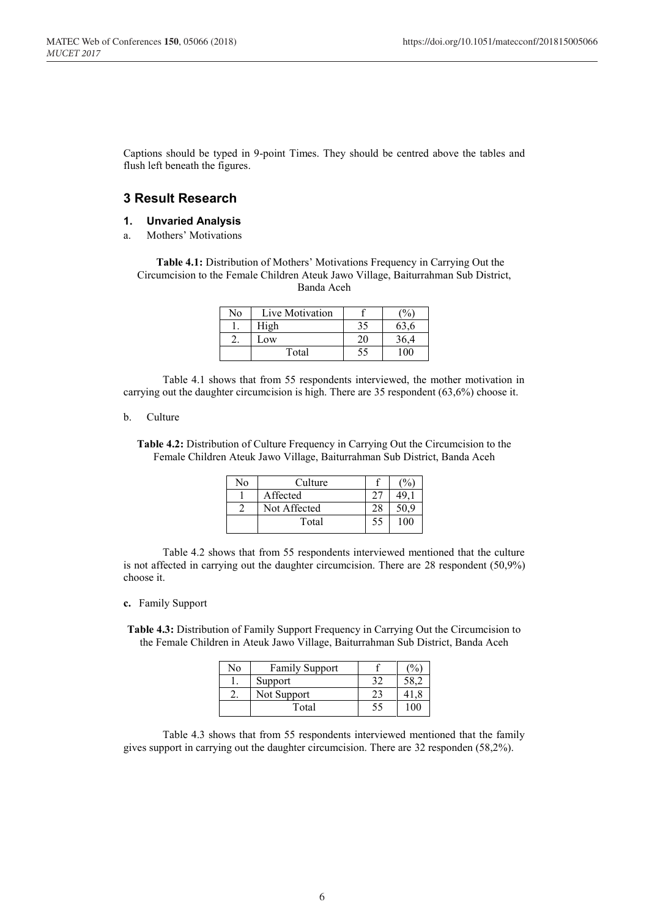Captions should be typed in 9-point Times. They should be centred above the tables and flush left beneath the figures.

## 3 Result Research

### 1. Unvaried Analysis

a. Mothers' Motivations

**Table 4.1:** Distribution of Mothers' Motivations Frequency in Carrying Out the Circumcision to the Female Children Ateuk Jawo Village, Baiturrahman Sub District, Banda Aceh

| No | Live Motivation | f | (%) |
|---|---|---|---|
| 1. | High | 35 | 63,6 |
| 2. | Low | 20 | 36,4 |
| | Total | 55 | 100 |

Table 4.1 shows that from 55 respondents interviewed, the mother motivation in carrying out the daughter circumcision is high. There are 35 respondent (63,6%) choose it.

b. Culture

**Table 4.2:** Distribution of Culture Frequency in Carrying Out the Circumcision to the Female Children Ateuk Jawo Village, Baiturrahman Sub District, Banda Aceh

| No | Culture | f | (%) |
|---|---|---|---|
| 1 | Affected | 27 | 49,1 |
| 2 | Not Affected | 28 | 50,9 |
| | Total | 55 | 100 |

Table 4.2 shows that from 55 respondents interviewed mentioned that the culture is not affected in carrying out the daughter circumcision. There are 28 respondent (50,9%) choose it.

**c.** Family Support

**Table 4.3:** Distribution of Family Support Frequency in Carrying Out the Circumcision to the Female Children in Ateuk Jawo Village, Baiturrahman Sub District, Banda Aceh

| No | Family Support | f | (%) |
|---|---|---|---|
| 1. | Support | 32 | 58,2 |
| 2. | Not Support | 23 | 41,8 |
| | Total | 55 | 100 |

Table 4.3 shows that from 55 respondents interviewed mentioned that the family gives support in carrying out the daughter circumcision. There are 32 responden (58,2%).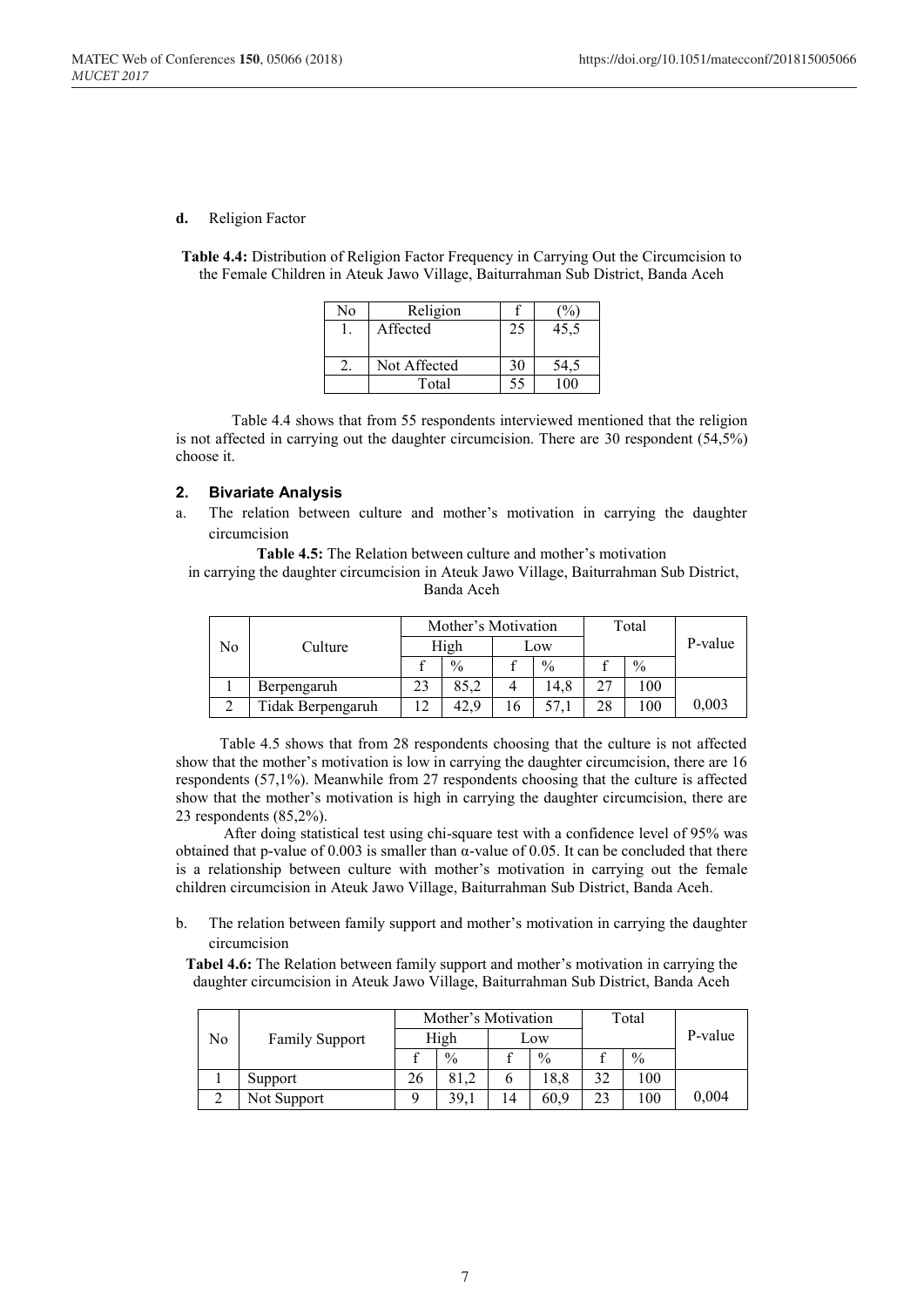**d.** Religion Factor

**Table 4.4:** Distribution of Religion Factor Frequency in Carrying Out the Circumcision to the Female Children in Ateuk Jawo Village, Baiturrahman Sub District, Banda Aceh

| No | Religion | f | (%) |
|---|---|---|---|
| 1. | Affected | 25 | 45,5 |
| 2. | Not Affected | 30 | 54,5 |
| | Total | 55 | 100 |

Table 4.4 shows that from 55 respondents interviewed mentioned that the religion is not affected in carrying out the daughter circumcision. There are 30 respondent (54,5%) choose it.

### 2. Bivariate Analysis

a. The relation between culture and mother's motivation in carrying the daughter circumcision

**Table 4.5:** The Relation between culture and mother's motivation in carrying the daughter circumcision in Ateuk Jawo Village, Baiturrahman Sub District, Banda Aceh

| No | Culture | Mother's Motivation | | | | Total | | P-value |
|---|---|---|---|---|---|---|---|---|
| | | High | | Low | | | | |
| | | f | % | f | % | f | % | |
| 1 | Berpengaruh | 23 | 85,2 | 4 | 14,8 | 27 | 100 | |
| 2 | Tidak Berpengaruh | 12 | 42,9 | 16 | 57,1 | 28 | 100 | 0,003 |

Table 4.5 shows that from 28 respondents choosing that the culture is not affected show that the mother's motivation is low in carrying the daughter circumcision, there are 16 respondents (57,1%). Meanwhile from 27 respondents choosing that the culture is affected show that the mother's motivation is high in carrying the daughter circumcision, there are 23 respondents (85,2%).

After doing statistical test using chi-square test with a confidence level of 95% was obtained that p-value of 0.003 is smaller than $\alpha$-value of 0.05. It can be concluded that there is a relationship between culture with mother's motivation in carrying out the female children circumcision in Ateuk Jawo Village, Baiturrahman Sub District, Banda Aceh.

b. The relation between family support and mother's motivation in carrying the daughter circumcision

**Tabel 4.6:** The Relation between family support and mother's motivation in carrying the daughter circumcision in Ateuk Jawo Village, Baiturrahman Sub District, Banda Aceh

| No | Family Support | Mother's Motivation | | | | Total | | P-value |
|---|---|---|---|---|---|---|---|---|
| | | High | | Low | | | | |
| | | f | % | f | % | f | % | |
| 1 | Support | 26 | 81,2 | 6 | 18,8 | 32 | 100 | |
| 2 | Not Support | 9 | 39,1 | 14 | 60,9 | 23 | 100 | 0,004 |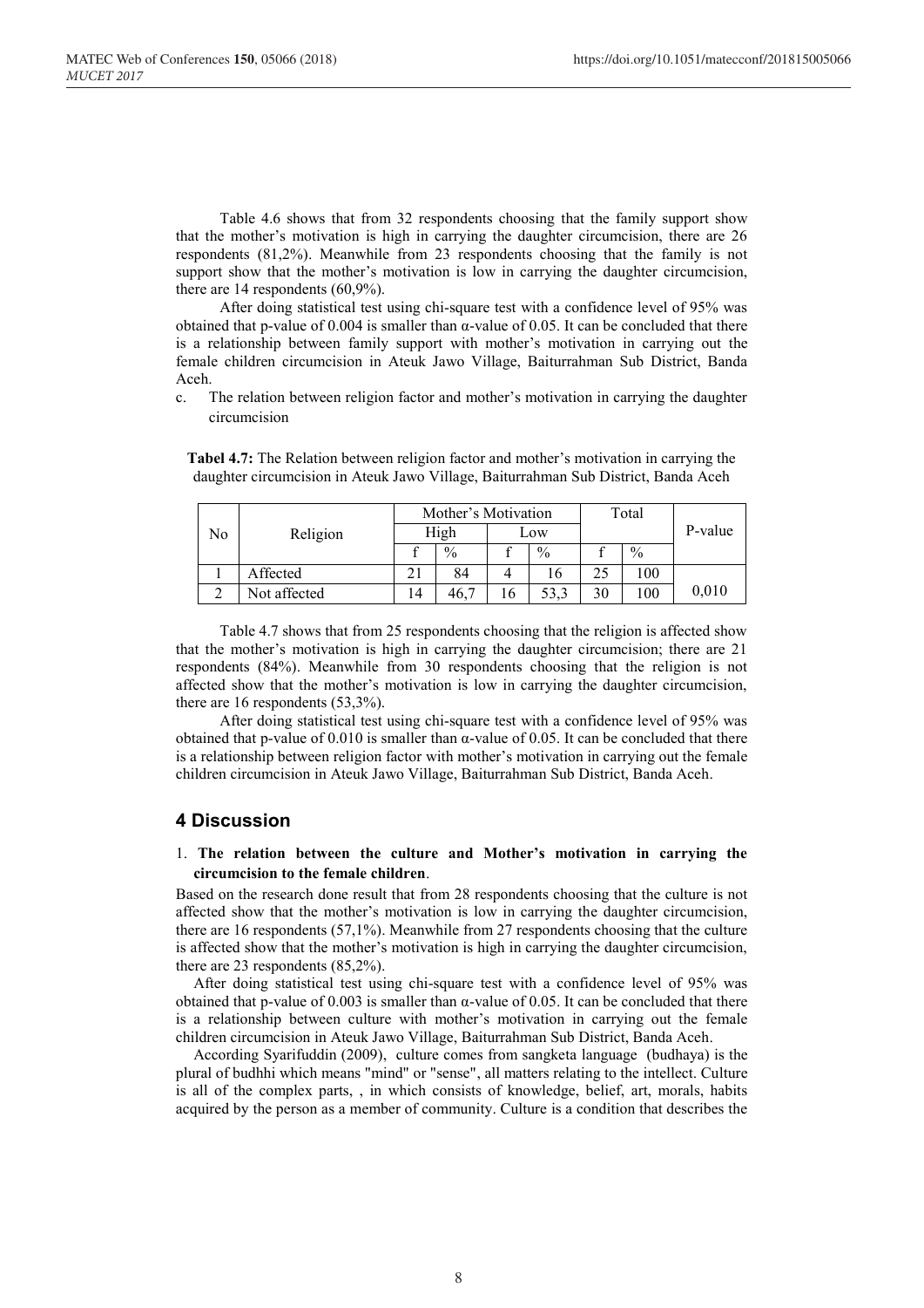Table 4.6 shows that from 32 respondents choosing that the family support show that the mother's motivation is high in carrying the daughter circumcision, there are 26 respondents (81,2%). Meanwhile from 23 respondents choosing that the family is not support show that the mother's motivation is low in carrying the daughter circumcision, there are 14 respondents (60,9%).

After doing statistical test using chi-square test with a confidence level of 95% was obtained that p-value of 0.004 is smaller than α-value of 0.05. It can be concluded that there is a relationship between family support with mother's motivation in carrying out the female children circumcision in Ateuk Jawo Village, Baiturrahman Sub District, Banda Aceh.

c. The relation between religion factor and mother's motivation in carrying the daughter circumcision

**Tabel 4.7:** The Relation between religion factor and mother's motivation in carrying the daughter circumcision in Ateuk Jawo Village, Baiturrahman Sub District, Banda Aceh

| No | Religion | Mother's Motivation | | | | Total | | P-value |
|---|---|---|---|---|---|---|---|---|
| | | High | | Low | | | | |
| | | f | % | f | % | f | % | |
| 1 | Affected | 21 | 84 | 4 | 16 | 25 | 100 | 0,010 |
| 2 | Not affected | 14 | 46,7 | 16 | 53,3 | 30 | 100 | |

Table 4.7 shows that from 25 respondents choosing that the religion is affected show that the mother's motivation is high in carrying the daughter circumcision; there are 21 respondents (84%). Meanwhile from 30 respondents choosing that the religion is not affected show that the mother's motivation is low in carrying the daughter circumcision, there are 16 respondents (53,3%).

After doing statistical test using chi-square test with a confidence level of 95% was obtained that p-value of 0.010 is smaller than α-value of 0.05. It can be concluded that there is a relationship between religion factor with mother's motivation in carrying out the female children circumcision in Ateuk Jawo Village, Baiturrahman Sub District, Banda Aceh.

## 4 Discussion

1. **The relation between the culture and Mother's motivation in carrying the circumcision to the female children**.

Based on the research done result that from 28 respondents choosing that the culture is not affected show that the mother's motivation is low in carrying the daughter circumcision, there are 16 respondents (57,1%). Meanwhile from 27 respondents choosing that the culture is affected show that the mother's motivation is high in carrying the daughter circumcision, there are 23 respondents (85,2%).

After doing statistical test using chi-square test with a confidence level of 95% was obtained that p-value of 0.003 is smaller than α-value of 0.05. It can be concluded that there is a relationship between culture with mother's motivation in carrying out the female children circumcision in Ateuk Jawo Village, Baiturrahman Sub District, Banda Aceh.

According Syarifuddin (2009), culture comes from sangketa language (budhaya) is the plural of budhhi which means "mind" or "sense", all matters relating to the intellect. Culture is all of the complex parts, , in which consists of knowledge, belief, art, morals, habits acquired by the person as a member of community. Culture is a condition that describes the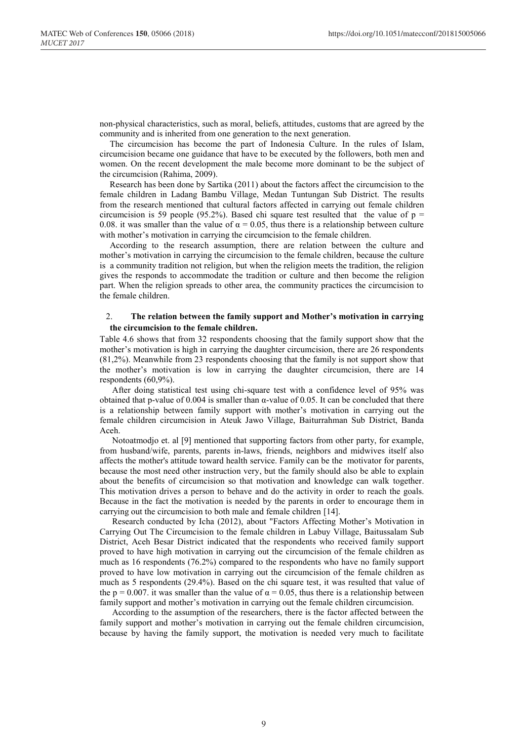non-physical characteristics, such as moral, beliefs, attitudes, customs that are agreed by the community and is inherited from one generation to the next generation.

The circumcision has become the part of Indonesia Culture. In the rules of Islam, circumcision became one guidance that have to be executed by the followers, both men and women. On the recent development the male become more dominant to be the subject of the circumcision (Rahima, 2009).

Research has been done by Sartika (2011) about the factors affect the circumcision to the female children in Ladang Bambu Village, Medan Tuntungan Sub District. The results from the research mentioned that cultural factors affected in carrying out female children circumcision is 59 people (95.2%). Based chi square test resulted that the value of $p = 0.08$. it was smaller than the value of $\alpha = 0.05$, thus there is a relationship between culture with mother's motivation in carrying the circumcision to the female children.

According to the research assumption, there are relation between the culture and mother's motivation in carrying the circumcision to the female children, because the culture is a community tradition not religion, but when the religion meets the tradition, the religion gives the responds to accommodate the tradition or culture and then become the religion part. When the religion spreads to other area, the community practices the circumcision to the female children.

2. **The relation between the family support and Mother's motivation in carrying the circumcision to the female children.**

Table 4.6 shows that from 32 respondents choosing that the family support show that the mother's motivation is high in carrying the daughter circumcision, there are 26 respondents (81,2%). Meanwhile from 23 respondents choosing that the family is not support show that the mother's motivation is low in carrying the daughter circumcision, there are 14 respondents (60,9%).

After doing statistical test using chi-square test with a confidence level of 95% was obtained that p-value of 0.004 is smaller than α-value of 0.05. It can be concluded that there is a relationship between family support with mother's motivation in carrying out the female children circumcision in Ateuk Jawo Village, Baiturrahman Sub District, Banda Aceh.

Notoatmodjo et. al [9] mentioned that supporting factors from other party, for example, from husband/wife, parents, parents in-laws, friends, neighbors and midwives itself also affects the mother's attitude toward health service. Family can be the motivator for parents, because the most need other instruction very, but the family should also be able to explain about the benefits of circumcision so that motivation and knowledge can walk together. This motivation drives a person to behave and do the activity in order to reach the goals. Because in the fact the motivation is needed by the parents in order to encourage them in carrying out the circumcision to both male and female children [14].

Research conducted by Icha (2012), about "Factors Affecting Mother's Motivation in Carrying Out The Circumcision to the female children in Labuy Village, Baitussalam Sub District, Aceh Besar District indicated that the respondents who received family support proved to have high motivation in carrying out the circumcision of the female children as much as 16 respondents (76.2%) compared to the respondents who have no family support proved to have low motivation in carrying out the circumcision of the female children as much as 5 respondents (29.4%). Based on the chi square test, it was resulted that value of the $p = 0.007$. it was smaller than the value of $\alpha = 0.05$, thus there is a relationship between family support and mother's motivation in carrying out the female children circumcision.

According to the assumption of the researchers, there is the factor affected between the family support and mother's motivation in carrying out the female children circumcision, because by having the family support, the motivation is needed very much to facilitate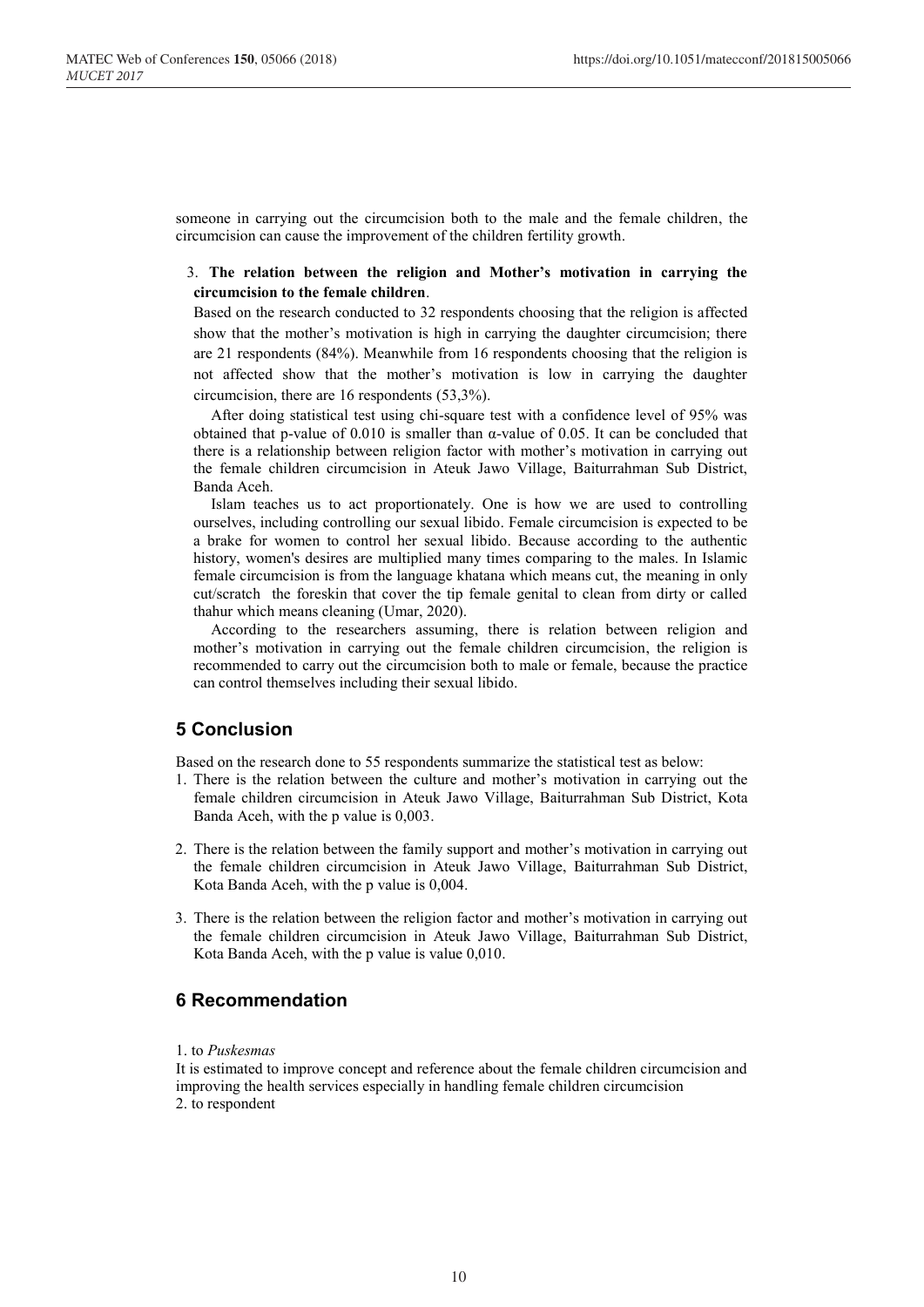someone in carrying out the circumcision both to the male and the female children, the circumcision can cause the improvement of the children fertility growth.

3. **The relation between the religion and Mother's motivation in carrying the circumcision to the female children**.

Based on the research conducted to 32 respondents choosing that the religion is affected show that the mother's motivation is high in carrying the daughter circumcision; there are 21 respondents (84%). Meanwhile from 16 respondents choosing that the religion is not affected show that the mother's motivation is low in carrying the daughter circumcision, there are 16 respondents (53,3%).

After doing statistical test using chi-square test with a confidence level of 95% was obtained that p-value of 0.010 is smaller than α-value of 0.05. It can be concluded that there is a relationship between religion factor with mother's motivation in carrying out the female children circumcision in Ateuk Jawo Village, Baiturrahman Sub District, Banda Aceh.

Islam teaches us to act proportionately. One is how we are used to controlling ourselves, including controlling our sexual libido. Female circumcision is expected to be a brake for women to control her sexual libido. Because according to the authentic history, women's desires are multiplied many times comparing to the males. In Islamic female circumcision is from the language khatana which means cut, the meaning in only cut/scratch the foreskin that cover the tip female genital to clean from dirty or called thahur which means cleaning (Umar, 2020).

According to the researchers assuming, there is relation between religion and mother's motivation in carrying out the female children circumcision, the religion is recommended to carry out the circumcision both to male or female, because the practice can control themselves including their sexual libido.

## 5 Conclusion

Based on the research done to 55 respondents summarize the statistical test as below:

1. There is the relation between the culture and mother's motivation in carrying out the female children circumcision in Ateuk Jawo Village, Baiturrahman Sub District, Kota Banda Aceh, with the p value is 0,003.
2. There is the relation between the family support and mother's motivation in carrying out the female children circumcision in Ateuk Jawo Village, Baiturrahman Sub District, Kota Banda Aceh, with the p value is 0,004.
3. There is the relation between the religion factor and mother's motivation in carrying out the female children circumcision in Ateuk Jawo Village, Baiturrahman Sub District, Kota Banda Aceh, with the p value is value 0,010.

## 6 Recommendation

1. to *Puskesmas*

It is estimated to improve concept and reference about the female children circumcision and improving the health services especially in handling female children circumcision

2. to respondent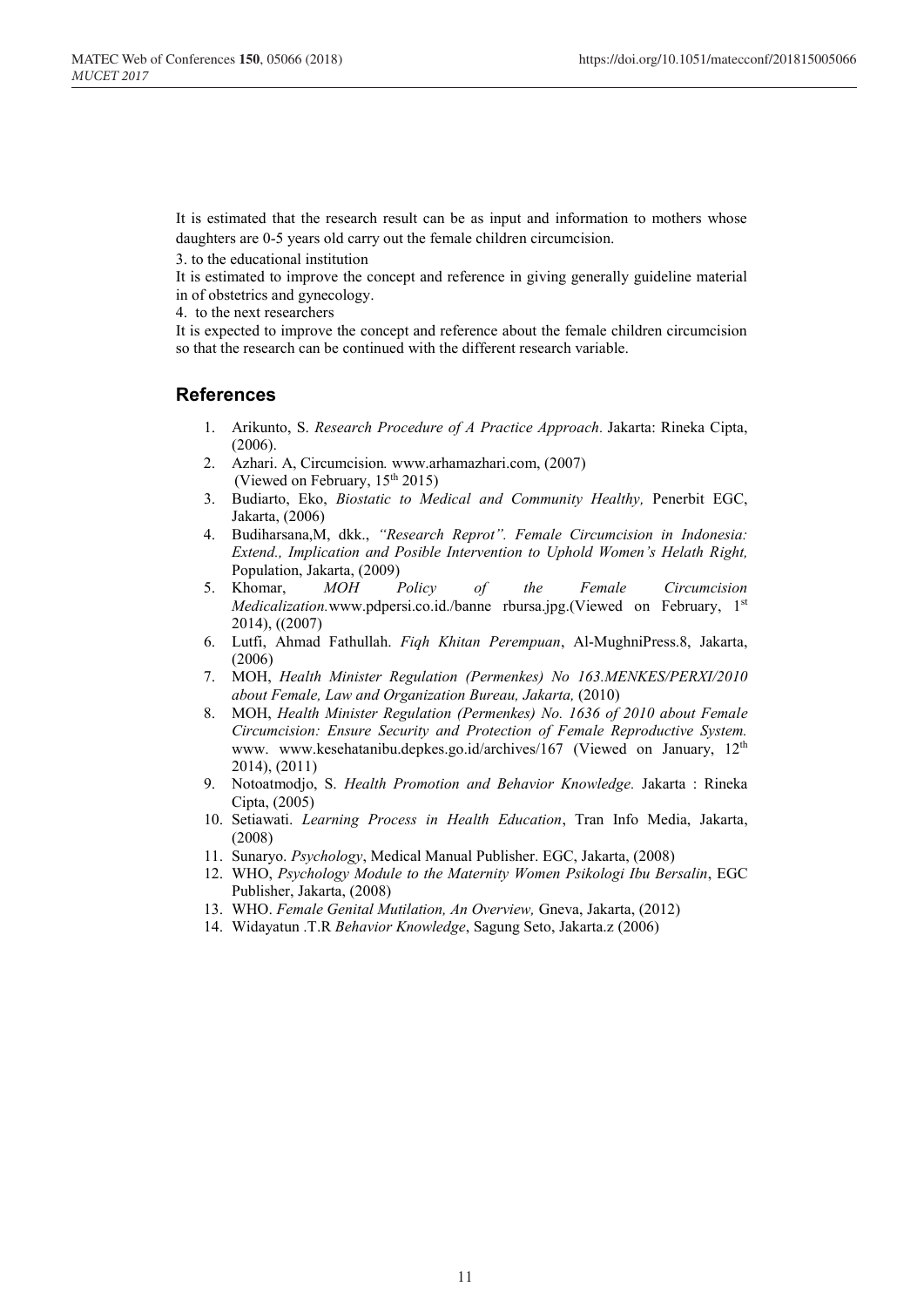It is estimated that the research result can be as input and information to mothers whose daughters are 0-5 years old carry out the female children circumcision.

3. to the educational institution

It is estimated to improve the concept and reference in giving generally guideline material in of obstetrics and gynecology.

4. to the next researchers

It is expected to improve the concept and reference about the female children circumcision so that the research can be continued with the different research variable.

## References

1. Arikunto, S. *Research Procedure of A Practice Approach*. Jakarta: Rineka Cipta, (2006).
2. Azhari. A, Circumcision*.* www.arhamazhari.com, (2007) (Viewed on February, 15th 2015)
3. Budiarto, Eko, *Biostatic to Medical and Community Healthy,* Penerbit EGC, Jakarta, (2006)
4. Budiharsana,M, dkk., *"Research Reprot". Female Circumcision in Indonesia: Extend., Implication and Posible Intervention to Uphold Women's Helath Right,* Population, Jakarta, (2009)
5. Khomar, *MOH Policy of the Female Circumcision Medicalization.*www.pdpersi.co.id./banne rbursa.jpg.(Viewed on February, 1st 2014), ((2007)
6. Lutfi, Ahmad Fathullah. *Fiqh Khitan Perempuan*, Al-MughniPress.8, Jakarta, (2006)
7. MOH, *Health Minister Regulation (Permenkes) No 163.MENKES/PERXI/2010 about Female, Law and Organization Bureau, Jakarta,* (2010)
8. MOH, *Health Minister Regulation (Permenkes) No. 1636 of 2010 about Female Circumcision: Ensure Security and Protection of Female Reproductive System.* www. www.kesehatanibu.depkes.go.id/archives/167 (Viewed on January, 12th 2014), (2011)
9. Notoatmodjo, S. *Health Promotion and Behavior Knowledge.* Jakarta : Rineka Cipta, (2005)
10. Setiawati. *Learning Process in Health Education*, Tran Info Media, Jakarta, (2008)
11. Sunaryo. *Psychology*, Medical Manual Publisher. EGC, Jakarta, (2008)
12. WHO, *Psychology Module to the Maternity Women Psikologi Ibu Bersalin*, EGC Publisher, Jakarta, (2008)
13. WHO. *Female Genital Mutilation, An Overview,* Gneva, Jakarta, (2012)
14. Widayatun .T.R *Behavior Knowledge*, Sagung Seto, Jakarta.z (2006)